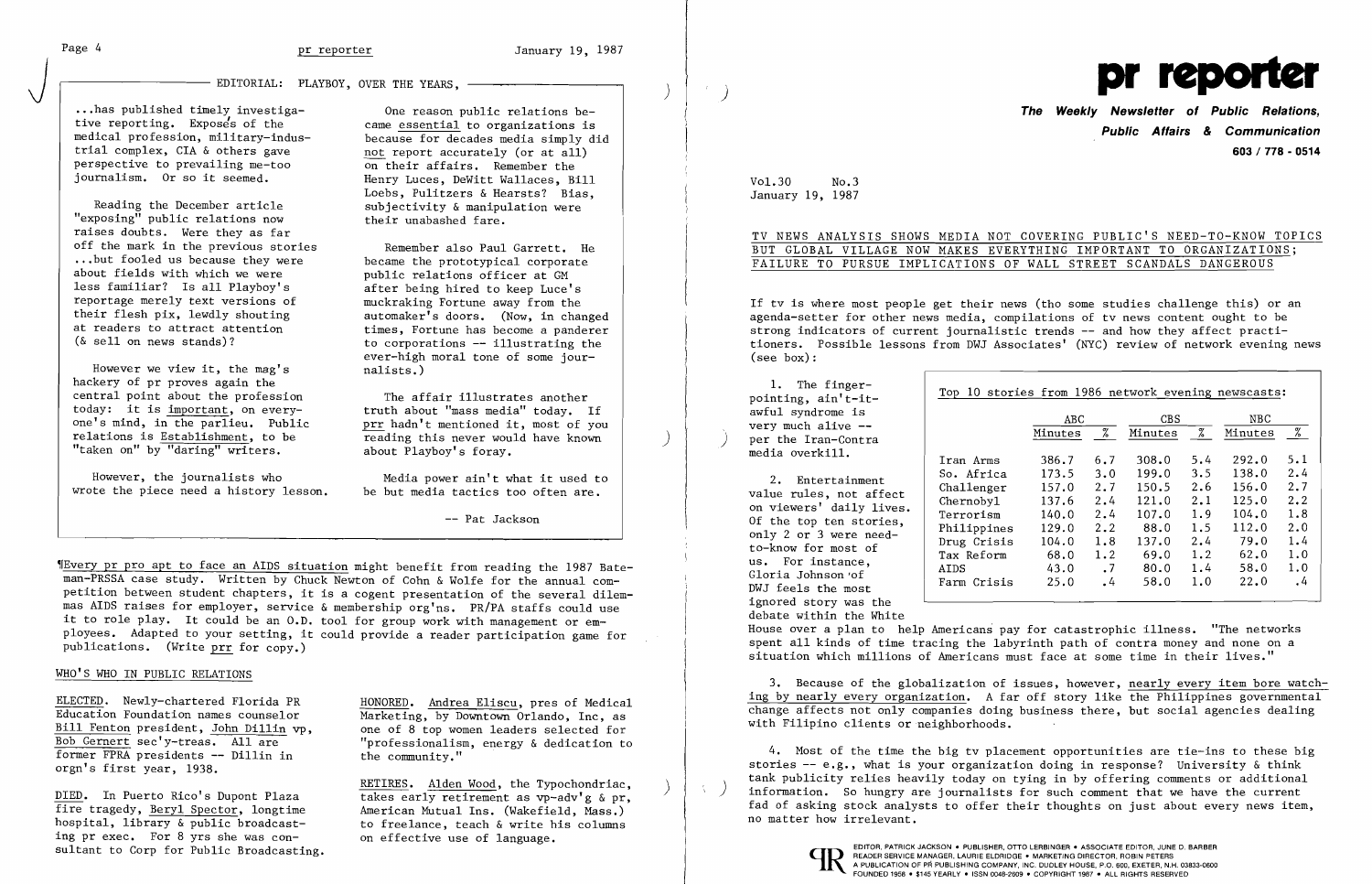## EDITORIAL: PLAYBOY, OVER THE YEARS,

...has published timely investigative reporting. Exposés of the medical profession, military-industrial complex, CIA & others gave perspective to prevailing me-too journalism. Or so it seemed.

Reading the December article "exposing" public relations now raises doubts. Were they as far off the mark in the previous stories ...but fooled us because they were about fields with which we were less familiar? Is all Playboy's reportage merely text versions of their flesh pix, lewdly shouting at readers to attract attention (& sell on news stands)?

However we view it, the mag's hackery of pr proves again the central point about the profession today: it is important, on everyone's mind, in the parlieu. Public relations is Establishment, to be "taken on" by "daring" writers.

However, the journalists who wrote the piece need a history lesson.

One reason public relations became essential to organizations is because for decades media simply did not report accurately (or at all) on their affairs. Remember the Henry Luces, DeWitt Wallaces, Bill Loebs, Pulitzers & Hearsts? Bias, subjectivity & manipulation were their unabashed fare.

Remember also Paul Garrett. He became the prototypical corporate public relations officer at GM after being hired to keep Luce's muckraking Fortune away from the automaker's doors. (Now, in changed times, Fortune has become a panderer to corporations -- illustrating the ever-high moral tone of some journalists.)

The affair illustrates another truth about "mass media" today. If prr hadn't mentioned it, most of you reading this never would have known about Playboy's foray.

Media power ain't what it used to be but media tactics too often are.

-- Pat Jackson

¶Every pr pro apt to face an AIDS situation might benefit from reading the 1987 Bateman-PRSSA case study. Written by Chuck Newton of Cohn & Wolfe for the annual competition between student chapters, it is a cogent presentation of the several dilemmas AIDS raises for employer, service & membership org'ns. PR/PA staffs could use it to role play. It could be an O.D. tool for group work with management or employees. Adapted to your setting, it could provide a reader participation game for publications. (Write prr for copy.)

## WHO'S WHO IN PUBLIC RELATIONS

ELECTED. Newly-chartered Florida PR Education Foundation names counselor Bill Fenton president, John Dillin vp, Bob Gernert sec'y-treas. All are former FPRA presidents -- Dillin in orgn's first year, 1938.

DIED. In Puerto Rico's Dupont Plaza fire tragedy, Beryl Spector, longtime hospital, library & public broadcasting pr exec. For 8 yrs she was consultant to Corp for Public Broadcasting.

HONORED. Andrea Eliscu, pres of Medical Marketing, by Downtown Orlando, Inc, as one of 8 top women leaders selected for "professionalism, energy & dedication to the community."

RETIRES. Alden Wood, the Typochondriac, takes early retirement as vp-adv'g & pr, American Mutual Ins. (Wakefield, Mass.) to freelance, teach & write his columns on effective use of language.

# pr reporter

**The Weekly Newsletter of Public Relations, Public Affairs & Communication**
**603 / 778 - 0514**

Vol.30 No.3
January 19, 1987

## TV NEWS ANALYSIS SHOWS MEDIA NOT COVERING PUBLIC'S NEED-TO-KNOW TOPICS BUT GLOBAL VILLAGE NOW MAKES EVERYTHING IMPORTANT TO ORGANIZATIONS; FAILURE TO PURSUE IMPLICATIONS OF WALL STREET SCANDALS DANGEROUS

If tv is where most people get their news (tho some studies challenge this) or an agenda-setter for other news media, compilations of tv news content ought to be strong indicators of current journalistic trends -- and how they affect practitioners. Possible lessons from DWJ Associates' (NYC) review of network evening news (see box):

Top 10 stories from 1986 network evening newscasts:

| | ABC | | CBS | | NBC | |
|---|---|---|---|---|---|---|
| | Minutes | % | Minutes | % | Minutes | % |
| Iran Arms | 386.7 | 6.7 | 308.0 | 5.4 | 292.0 | 5.1 |
| So. Africa | 173.5 | 3.0 | 199.0 | 3.5 | 138.0 | 2.4 |
| Challenger | 157.0 | 2.7 | 150.5 | 2.6 | 156.0 | 2.7 |
| Chernobyl | 137.6 | 2.4 | 121.0 | 2.1 | 125.0 | 2.2 |
| Terrorism | 140.0 | 2.4 | 107.0 | 1.9 | 104.0 | 1.8 |
| Philippines | 129.0 | 2.2 | 88.0 | 1.5 | 112.0 | 2.0 |
| Drug Crisis | 104.0 | 1.8 | 137.0 | 2.4 | 79.0 | 1.4 |
| Tax Reform | 68.0 | 1.2 | 69.0 | 1.2 | 62.0 | 1.0 |
| AIDS | 43.0 | .7 | 80.0 | 1.4 | 58.0 | 1.0 |
| Farm Crisis | 25.0 | .4 | 58.0 | 1.0 | 22.0 | .4 |

1. The finger-pointing, ain't-it-awful syndrome is very much alive -- per the Iran-Contra media overkill.

2. Entertainment value rules, not affect on viewers' daily lives. Of the top ten stories, only 2 or 3 were need-to-know for most of us. For instance, Gloria Johnson of DWJ feels the most ignored story was the debate within the White House over a plan to help Americans pay for catastrophic illness. "The networks spent all kinds of time tracing the labyrinth path of contra money and none on a situation which millions of Americans must face at some time in their lives."

3. Because of the globalization of issues, however, nearly every item bore watching by nearly every organization. A far off story like the Philippines governmental change affects not only companies doing business there, but social agencies dealing with Filipino clients or neighborhoods.

4. Most of the time the big tv placement opportunities are tie-ins to these big stories -- e.g., what is your organization doing in response? University & think tank publicity relies heavily today on tying in by offering comments or additional information. So hungry are journalists for such comment that we have the current fad of asking stock analysts to offer their thoughts on just about every news item, no matter how irrelevant.

EDITOR, PATRICK JACKSON • PUBLISHER, OTTO LERBINGER • ASSOCIATE EDITOR, JUNE D. BARBER
READER SERVICE MANAGER, LAURIE ELDRIDGE • MARKETING DIRECTOR, ROBIN PETERS
A PUBLICATION OF PR PUBLISHING COMPANY, INC. DUDLEY HOUSE, P.O. 600, EXETER, N.H. 03833-0600
FOUNDED 1958 • $145 YEARLY • ISSN 0048-2609 • COPYRIGHT 1987 • ALL RIGHTS RESERVED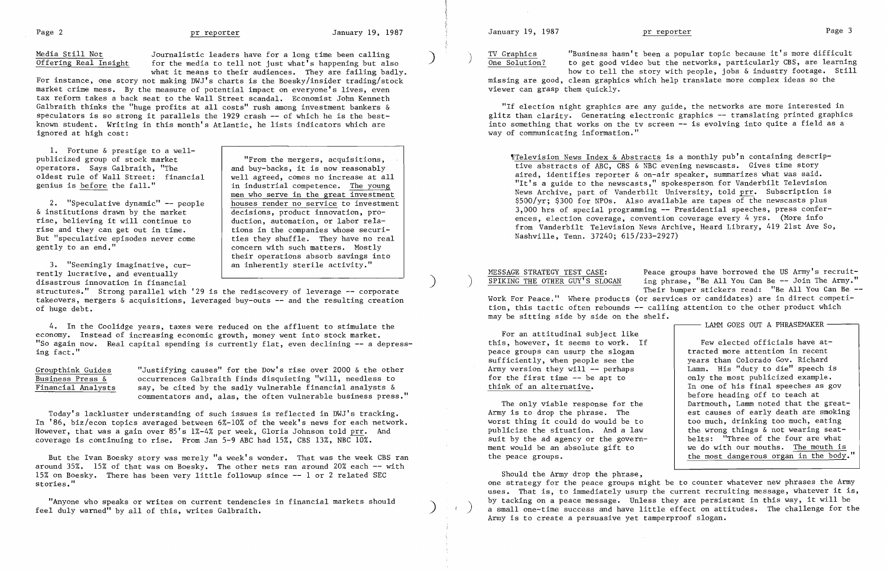**Media Still Not Offering Real Insight**

Journalistic leaders have for a long time been calling for the media to tell not just what's happening but also what it means to their audiences. They are failing badly. For instance, one story not making DWJ's charts is the Boesky/insider trading/stock market crime mess. By the measure of potential impact on everyone's lives, even tax reform takes a back seat to the Wall Street scandal. Economist John Kenneth Galbraith thinks the "huge profits at all costs" rush among investment bankers & speculators is so strong it parallels the 1929 crash -- of which he is the best-known student. Writing in this month's Atlantic, he lists indicators which are ignored at high cost:

1. Fortune & prestige to a well-publicized group of stock market operators. Says Galbraith, "The oldest rule of Wall Street: financial genius is before the fall."

2. "Speculative dynamic" -- people & institutions drawn by the market rise, believing it will continue to rise and they can get out in time. But "speculative episodes never come gently to an end."

3. "Seemingly imaginative, currently lucrative, and eventually disastrous innovation in financial structures." Strong parallel with '29 is the rediscovery of leverage -- corporate takeovers, mergers & acquisitions, leveraged buy-outs -- and the resulting creation of huge debt.

> "From the mergers, acquisitions, and buy-backs, it is now reasonably well agreed, comes no increase at all in industrial competence. The young men who serve in the great investment houses render no service to investment decisions, product innovation, production, automation, or labor relations in the companies whose securities they shuffle. They have no real concern with such matters. Mostly their operations absorb savings into an inherently sterile activity."

4. In the Coolidge years, taxes were reduced on the affluent to stimulate the economy. Instead of increasing economic growth, money went into stock market. "So again now. Real capital spending is currently flat, even declining -- a depressing fact."

**Groupthink Guides Business Press & Financial Analysts**

"Justifying causes" for the Dow's rise over 2000 & the other occurrences Galbraith finds disquieting "will, needless to say, be cited by the sadly vulnerable financial analysts & commentators and, alas, the often vulnerable business press."

Today's lackluster understanding of such issues is reflected in DWJ's tracking. In '86, biz/econ topics averaged between 6%-10% of the week's news for each network. However, that was a gain over 85's 1%-4% per week, Gloria Johnson told prr. And coverage is continuing to rise. From Jan 5-9 ABC had 15%, CBS 13%, NBC 10%.

But the Ivan Boesky story was merely "a week's wonder. That was the week CBS ran around 35%. 15% of that was on Boesky. The other nets ran around 20% each -- with 15% on Boesky. There has been very little followup since -- 1 or 2 related SEC stories."

"Anyone who speaks or writes on current tendencies in financial markets should feel duly warned" by all of this, writes Galbraith.

**TV Graphics One Solution?**

"Business hasn't been a popular topic because it's more difficult to get good video but the networks, particularly CBS, are learning how to tell the story with people, jobs & industry footage. Still missing are good, clean graphics which help translate more complex ideas so the viewer can grasp them quickly.

"If election night graphics are any guide, the networks are more interested in glitz than clarity. Generating electronic graphics -- translating printed graphics into something that works on the tv screen -- is evolving into quite a field as a way of communicating information."

¶Television News Index & Abstracts is a monthly pub'n containing descriptive abstracts of ABC, CBS & NBC evening newscasts. Gives time story aired, identifies reporter & on-air speaker, summarizes what was said. "It's a guide to the newscasts," spokesperson for Vanderbilt Television News Archive, part of Vanderbilt University, told prr. Subscription is $500/yr; $300 for NPOs. Also available are tapes of the newscasts plus 3,000 hrs of special programming -- Presidential speeches, press conferences, election coverage, convention coverage every 4 yrs. (More info from Vanderbilt Television News Archive, Heard Library, 419 21st Ave So, Nashville, Tenn. 37240; 615/233-2927)

**MESSAGE STRATEGY TEST CASE: SPIKING THE OTHER GUY'S SLOGAN**

Peace groups have borrowed the US Army's recruiting phrase, "Be All You Can Be -- Join The Army." Their bumper stickers read: "Be All You Can Be -- Work For Peace." Where products (or services or candidates) are in direct competition, this tactic often rebounds -- calling attention to the other product which may be sitting side by side on the shelf.

For an attitudinal subject like this, however, it seems to work. If peace groups can usurp the slogan sufficiently, when people see the Army version they will -- perhaps for the first time -- be apt to think of an alternative.

The only viable response for the Army is to drop the phrase. The worst thing it could do would be to publicize the situation. And a law suit by the ad agency or the government would be an absolute gift to the peace groups.

> **LAMM GOES OUT A PHRASEMAKER**
>
> Few elected officials have attracted more attention in recent years than Colorado Gov. Richard Lamm. His "duty to die" speech is only the most publicized example. In one of his final speeches as gov before heading off to teach at Dartmouth, Lamm noted that the greatest causes of early death are smoking too much, drinking too much, eating the wrong things & not wearing seatbelts: "Three of the four are what we do with our mouths. The mouth is the most dangerous organ in the body."

Should the Army drop the phrase, one strategy for the peace groups might be to counter whatever new phrases the Army uses. That is, to immediately usurp the current recruiting message, whatever it is, by tacking on a peace message. Unless they are persistant in this way, it will be a small one-time success and have little effect on attitudes. The challenge for the Army is to create a persuasive yet tamperproof slogan.